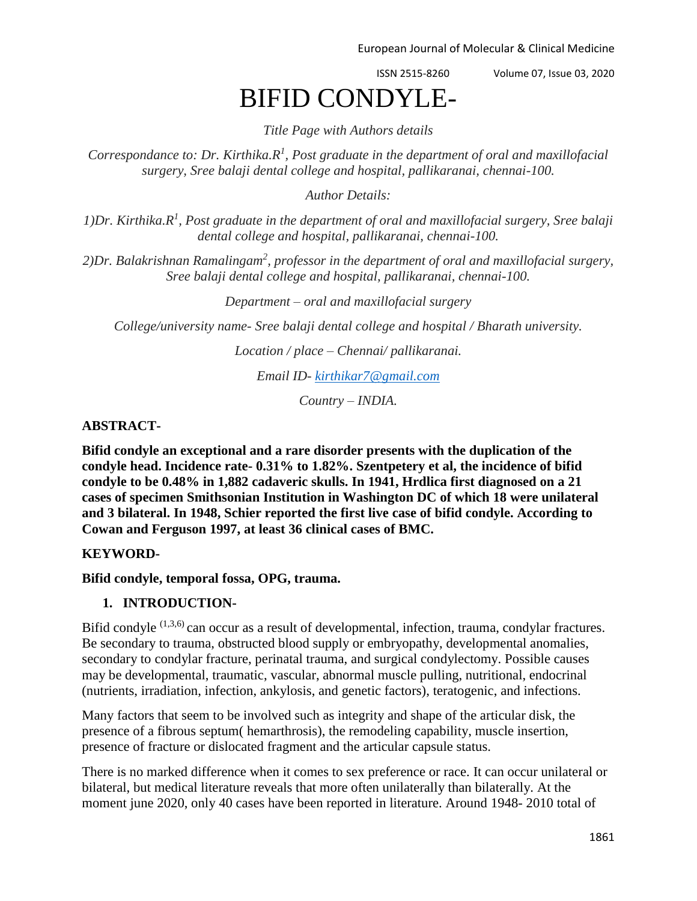# BIFID CONDYLE-

*Title Page with Authors details*

*Correspondance to: Dr. Kirthika.R[1], Post graduate in the department of oral and maxillofacial surgery, Sree balaji dental college and hospital, pallikaranai, chennai-100.*

*Author Details:*

*1)Dr. Kirthika.R[1], Post graduate in the department of oral and maxillofacial surgery, Sree balaji dental college and hospital, pallikaranai, chennai-100.*

*2)Dr. Balakrishnan Ramalingam[2], professor in the department of oral and maxillofacial surgery, Sree balaji dental college and hospital, pallikaranai, chennai-100.*

*Department – oral and maxillofacial surgery*

*College/university name- Sree balaji dental college and hospital / Bharath university.*

*Location / place – Chennai/ pallikaranai.*

*Email ID- kirthikar7@gmail.com*

*Country – INDIA.*

**ABSTRACT-**

**Bifid condyle an exceptional and a rare disorder presents with the duplication of the condyle head. Incidence rate- 0.31% to 1.82%. Szentpetery et al, the incidence of bifid condyle to be 0.48% in 1,882 cadaveric skulls. In 1941, Hrdlica first diagnosed on a 21 cases of specimen Smithsonian Institution in Washington DC of which 18 were unilateral and 3 bilateral. In 1948, Schier reported the first live case of bifid condyle. According to Cowan and Ferguson 1997, at least 36 clinical cases of BMC.**

**KEYWORD-**

**Bifid condyle, temporal fossa, OPG, trauma.**

## 1. INTRODUCTION-

Bifid condyle [1,3,6] can occur as a result of developmental, infection, trauma, condylar fractures. Be secondary to trauma, obstructed blood supply or embryopathy, developmental anomalies, secondary to condylar fracture, perinatal trauma, and surgical condylectomy. Possible causes may be developmental, traumatic, vascular, abnormal muscle pulling, nutritional, endocrinal (nutrients, irradiation, infection, ankylosis, and genetic factors), teratogenic, and infections.

Many factors that seem to be involved such as integrity and shape of the articular disk, the presence of a fibrous septum( hemarthrosis), the remodeling capability, muscle insertion, presence of fracture or dislocated fragment and the articular capsule status.

There is no marked difference when it comes to sex preference or race. It can occur unilateral or bilateral, but medical literature reveals that more often unilaterally than bilaterally. At the moment june 2020, only 40 cases have been reported in literature. Around 1948- 2010 total of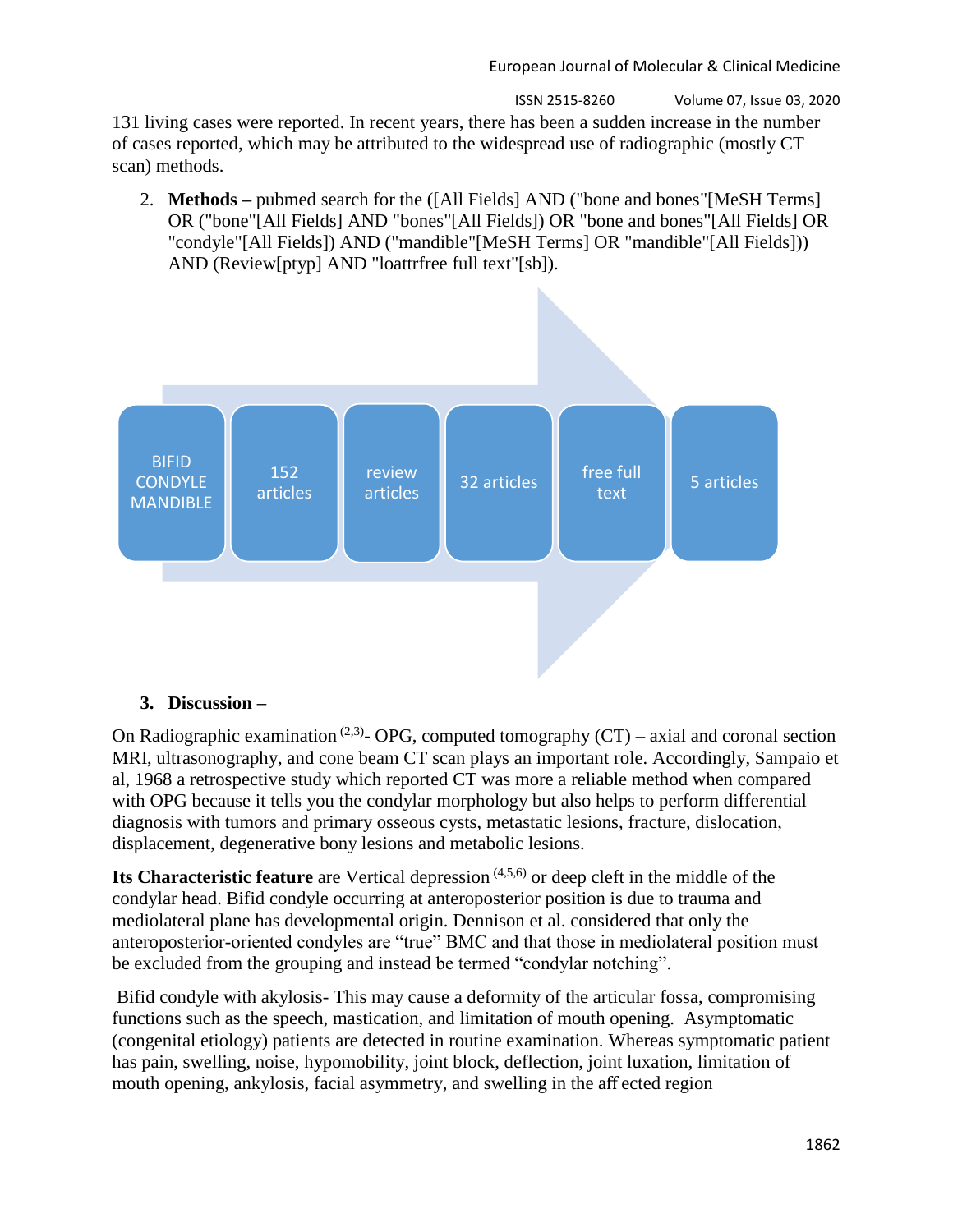131 living cases were reported. In recent years, there has been a sudden increase in the number of cases reported, which may be attributed to the widespread use of radiographic (mostly CT scan) methods.

2. **Methods –** pubmed search for the ([All Fields] AND ("bone and bones"[MeSH Terms] OR ("bone"[All Fields] AND "bones"[All Fields]) OR "bone and bones"[All Fields] OR "condyle"[All Fields]) AND ("mandible"[MeSH Terms] OR "mandible"[All Fields])) AND (Review[ptyp] AND "loattrfree full text"[sb]).

BIFID CONDYLE MANDIBLE → 152 articles → review articles → 32 articles → free full text → 5 articles

3. **Discussion –**

On Radiographic examination [2,3]- OPG, computed tomography (CT) – axial and coronal section MRI, ultrasonography, and cone beam CT scan plays an important role. Accordingly, Sampaio et al, 1968 a retrospective study which reported CT was more a reliable method when compared with OPG because it tells you the condylar morphology but also helps to perform differential diagnosis with tumors and primary osseous cysts, metastatic lesions, fracture, dislocation, displacement, degenerative bony lesions and metabolic lesions.

**Its Characteristic feature** are Vertical depression [4,5,6] or deep cleft in the middle of the condylar head. Bifid condyle occurring at anteroposterior position is due to trauma and mediolateral plane has developmental origin. Dennison et al. considered that only the anteroposterior-oriented condyles are "true" BMC and that those in mediolateral position must be excluded from the grouping and instead be termed "condylar notching".

Bifid condyle with akylosis- This may cause a deformity of the articular fossa, compromising functions such as the speech, mastication, and limitation of mouth opening. Asymptomatic (congenital etiology) patients are detected in routine examination. Whereas symptomatic patient has pain, swelling, noise, hypomobility, joint block, deflection, joint luxation, limitation of mouth opening, ankylosis, facial asymmetry, and swelling in the aff ected region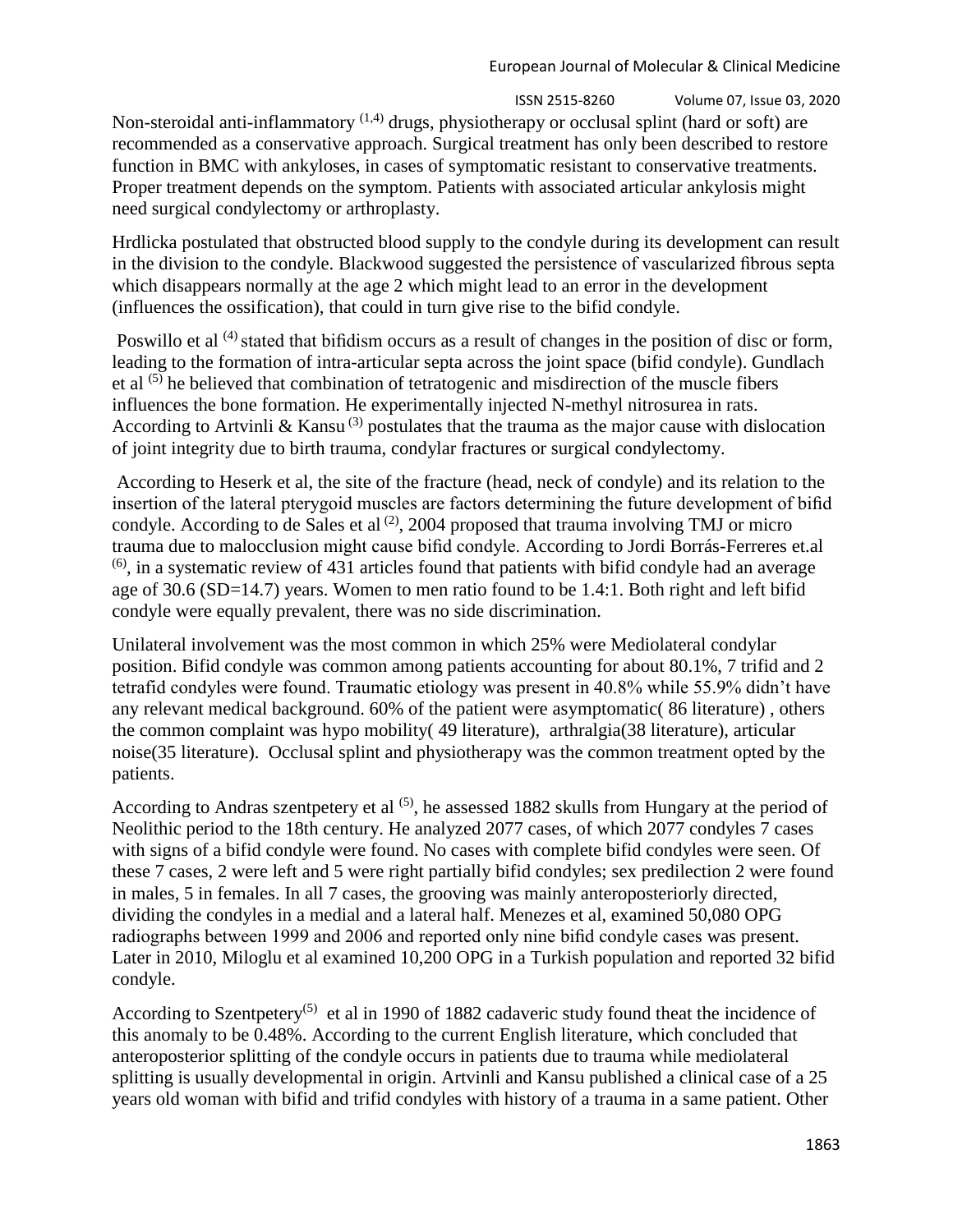Non-steroidal anti-inflammatory [1,4] drugs, physiotherapy or occlusal splint (hard or soft) are recommended as a conservative approach. Surgical treatment has only been described to restore function in BMC with ankyloses, in cases of symptomatic resistant to conservative treatments. Proper treatment depends on the symptom. Patients with associated articular ankylosis might need surgical condylectomy or arthroplasty.

Hrdlicka postulated that obstructed blood supply to the condyle during its development can result in the division to the condyle. Blackwood suggested the persistence of vascularized fibrous septa which disappears normally at the age 2 which might lead to an error in the development (influences the ossification), that could in turn give rise to the bifid condyle.

Poswillo et al [4] stated that bifidism occurs as a result of changes in the position of disc or form, leading to the formation of intra-articular septa across the joint space (bifid condyle). Gundlach et al [5] he believed that combination of tetratogenic and misdirection of the muscle fibers influences the bone formation. He experimentally injected N-methyl nitrosurea in rats. According to Artvinli & Kansu [3] postulates that the trauma as the major cause with dislocation of joint integrity due to birth trauma, condylar fractures or surgical condylectomy.

According to Heserk et al, the site of the fracture (head, neck of condyle) and its relation to the insertion of the lateral pterygoid muscles are factors determining the future development of bifid condyle. According to de Sales et al [2], 2004 proposed that trauma involving TMJ or micro trauma due to malocclusion might cause bifid condyle. According to Jordi Borrás-Ferreres et.al [6], in a systematic review of 431 articles found that patients with bifid condyle had an average age of 30.6 (SD=14.7) years. Women to men ratio found to be 1.4:1. Both right and left bifid condyle were equally prevalent, there was no side discrimination.

Unilateral involvement was the most common in which 25% were Mediolateral condylar position. Bifid condyle was common among patients accounting for about 80.1%, 7 trifid and 2 tetrafid condyles were found. Traumatic etiology was present in 40.8% while 55.9% didn't have any relevant medical background. 60% of the patient were asymptomatic( 86 literature) , others the common complaint was hypo mobility( 49 literature), arthralgia(38 literature), articular noise(35 literature). Occlusal splint and physiotherapy was the common treatment opted by the patients.

According to Andras szentpetery et al [5], he assessed 1882 skulls from Hungary at the period of Neolithic period to the 18th century. He analyzed 2077 cases, of which 2077 condyles 7 cases with signs of a bifid condyle were found. No cases with complete bifid condyles were seen. Of these 7 cases, 2 were left and 5 were right partially bifid condyles; sex predilection 2 were found in males, 5 in females. In all 7 cases, the grooving was mainly anteroposteriorly directed, dividing the condyles in a medial and a lateral half. Menezes et al, examined 50,080 OPG radiographs between 1999 and 2006 and reported only nine bifid condyle cases was present. Later in 2010, Miloglu et al examined 10,200 OPG in a Turkish population and reported 32 bifid condyle.

According to Szentpetery[5] et al in 1990 of 1882 cadaveric study found theat the incidence of this anomaly to be 0.48%. According to the current English literature, which concluded that anteroposterior splitting of the condyle occurs in patients due to trauma while mediolateral splitting is usually developmental in origin. Artvinli and Kansu published a clinical case of a 25 years old woman with bifid and trifid condyles with history of a trauma in a same patient. Other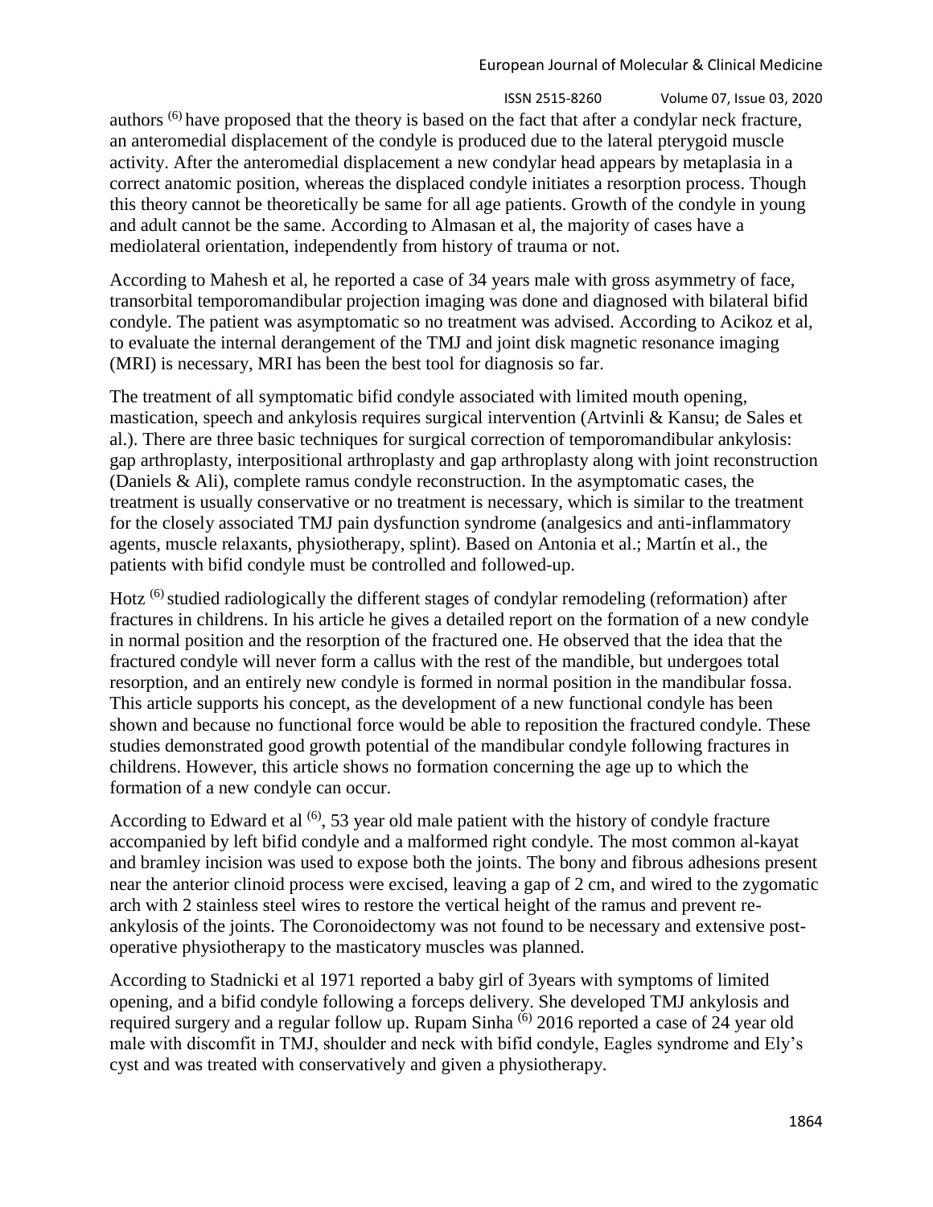authors [6] have proposed that the theory is based on the fact that after a condylar neck fracture, an anteromedial displacement of the condyle is produced due to the lateral pterygoid muscle activity. After the anteromedial displacement a new condylar head appears by metaplasia in a correct anatomic position, whereas the displaced condyle initiates a resorption process. Though this theory cannot be theoretically be same for all age patients. Growth of the condyle in young and adult cannot be the same. According to Almasan et al, the majority of cases have a mediolateral orientation, independently from history of trauma or not.

According to Mahesh et al, he reported a case of 34 years male with gross asymmetry of face, transorbital temporomandibular projection imaging was done and diagnosed with bilateral bifid condyle. The patient was asymptomatic so no treatment was advised. According to Acikoz et al, to evaluate the internal derangement of the TMJ and joint disk magnetic resonance imaging (MRI) is necessary, MRI has been the best tool for diagnosis so far.

The treatment of all symptomatic bifid condyle associated with limited mouth opening, mastication, speech and ankylosis requires surgical intervention (Artvinli & Kansu; de Sales et al.). There are three basic techniques for surgical correction of temporomandibular ankylosis: gap arthroplasty, interpositional arthroplasty and gap arthroplasty along with joint reconstruction (Daniels & Ali), complete ramus condyle reconstruction. In the asymptomatic cases, the treatment is usually conservative or no treatment is necessary, which is similar to the treatment for the closely associated TMJ pain dysfunction syndrome (analgesics and anti-inflammatory agents, muscle relaxants, physiotherapy, splint). Based on Antonia et al.; Martín et al., the patients with bifid condyle must be controlled and followed-up.

Hotz [6] studied radiologically the different stages of condylar remodeling (reformation) after fractures in childrens. In his article he gives a detailed report on the formation of a new condyle in normal position and the resorption of the fractured one. He observed that the idea that the fractured condyle will never form a callus with the rest of the mandible, but undergoes total resorption, and an entirely new condyle is formed in normal position in the mandibular fossa. This article supports his concept, as the development of a new functional condyle has been shown and because no functional force would be able to reposition the fractured condyle. These studies demonstrated good growth potential of the mandibular condyle following fractures in childrens. However, this article shows no formation concerning the age up to which the formation of a new condyle can occur.

According to Edward et al [6], 53 year old male patient with the history of condyle fracture accompanied by left bifid condyle and a malformed right condyle. The most common al-kayat and bramley incision was used to expose both the joints. The bony and fibrous adhesions present near the anterior clinoid process were excised, leaving a gap of 2 cm, and wired to the zygomatic arch with 2 stainless steel wires to restore the vertical height of the ramus and prevent re-ankylosis of the joints. The Coronoidectomy was not found to be necessary and extensive post-operative physiotherapy to the masticatory muscles was planned.

According to Stadnicki et al 1971 reported a baby girl of 3years with symptoms of limited opening, and a bifid condyle following a forceps delivery. She developed TMJ ankylosis and required surgery and a regular follow up. Rupam Sinha [6] 2016 reported a case of 24 year old male with discomfit in TMJ, shoulder and neck with bifid condyle, Eagles syndrome and Ely's cyst and was treated with conservatively and given a physiotherapy.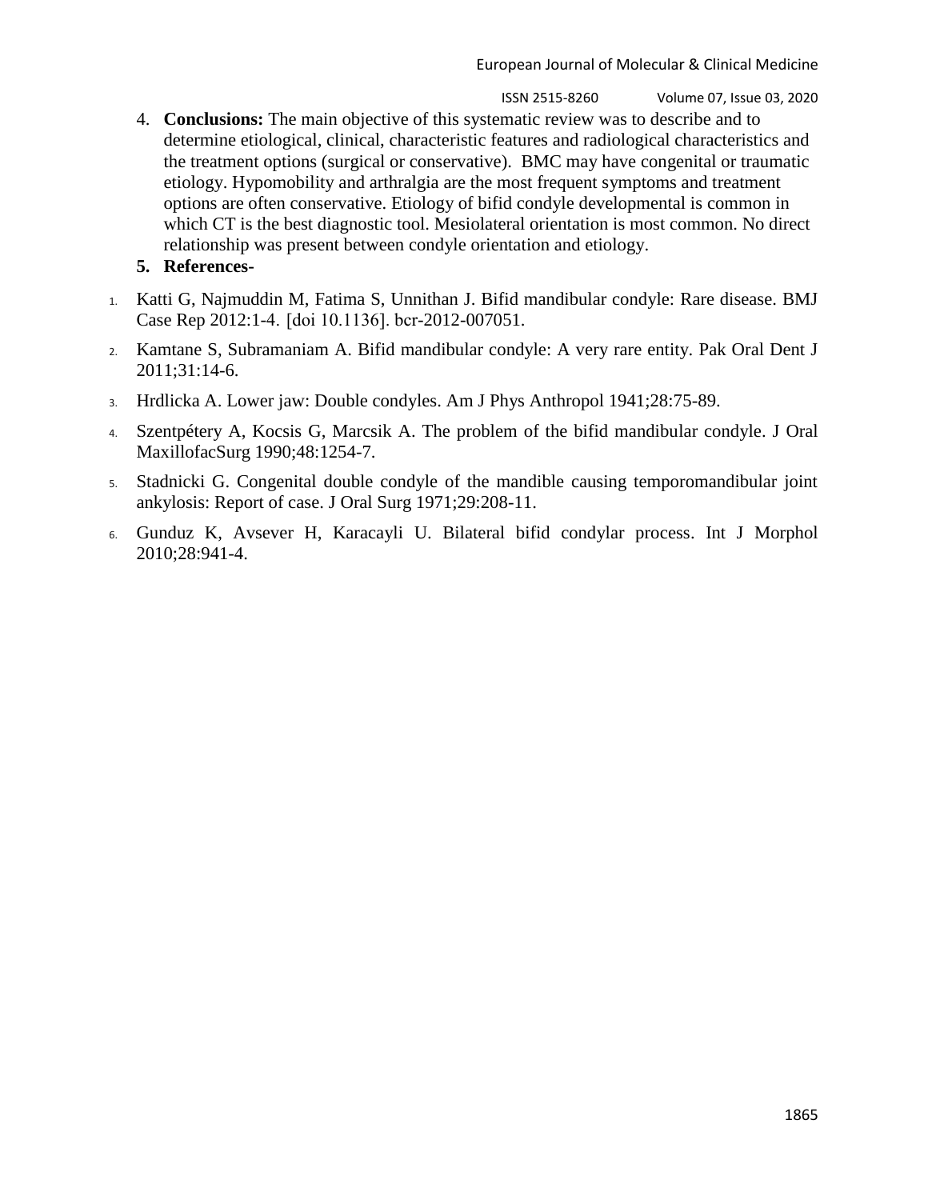4. **Conclusions:** The main objective of this systematic review was to describe and to determine etiological, clinical, characteristic features and radiological characteristics and the treatment options (surgical or conservative). BMC may have congenital or traumatic etiology. Hypomobility and arthralgia are the most frequent symptoms and treatment options are often conservative. Etiology of bifid condyle developmental is common in which CT is the best diagnostic tool. Mesiolateral orientation is most common. No direct relationship was present between condyle orientation and etiology.

5. **References-**

1. Katti G, Najmuddin M, Fatima S, Unnithan J. Bifid mandibular condyle: Rare disease. BMJ Case Rep 2012:1-4. [doi 10.1136]. bcr-2012-007051.
2. Kamtane S, Subramaniam A. Bifid mandibular condyle: A very rare entity. Pak Oral Dent J 2011;31:14-6.
3. Hrdlicka A. Lower jaw: Double condyles. Am J Phys Anthropol 1941;28:75-89.
4. Szentpétery A, Kocsis G, Marcsik A. The problem of the bifid mandibular condyle. J Oral MaxillofacSurg 1990;48:1254-7.
5. Stadnicki G. Congenital double condyle of the mandible causing temporomandibular joint ankylosis: Report of case. J Oral Surg 1971;29:208-11.
6. Gunduz K, Avsever H, Karacayli U. Bilateral bifid condylar process. Int J Morphol 2010;28:941-4.